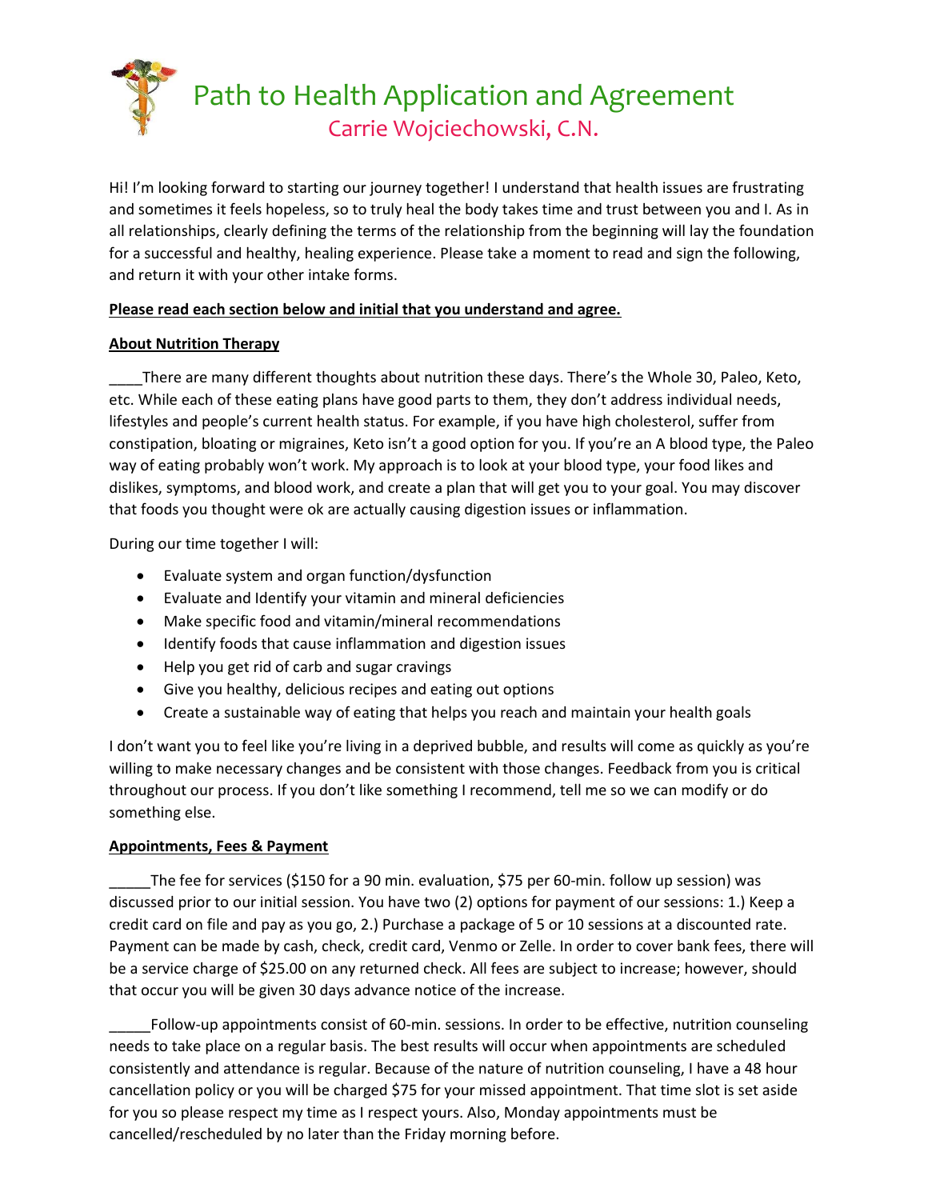# Path to Health Application and Agreement

## Carrie Wojciechowski, C.N.

Hi! I'm looking forward to starting our journey together! I understand that health issues are frustrating and sometimes it feels hopeless, so to truly heal the body takes time and trust between you and I. As in all relationships, clearly defining the terms of the relationship from the beginning will lay the foundation for a successful and healthy, healing experience. Please take a moment to read and sign the following, and return it with your other intake forms.

**Please read each section below and initial that you understand and agree.**

**About Nutrition Therapy**

____There are many different thoughts about nutrition these days. There's the Whole 30, Paleo, Keto, etc. While each of these eating plans have good parts to them, they don't address individual needs, lifestyles and people's current health status. For example, if you have high cholesterol, suffer from constipation, bloating or migraines, Keto isn't a good option for you. If you're an A blood type, the Paleo way of eating probably won't work. My approach is to look at your blood type, your food likes and dislikes, symptoms, and blood work, and create a plan that will get you to your goal. You may discover that foods you thought were ok are actually causing digestion issues or inflammation.

During our time together I will:

- Evaluate system and organ function/dysfunction
- Evaluate and Identify your vitamin and mineral deficiencies
- Make specific food and vitamin/mineral recommendations
- Identify foods that cause inflammation and digestion issues
- Help you get rid of carb and sugar cravings
- Give you healthy, delicious recipes and eating out options
- Create a sustainable way of eating that helps you reach and maintain your health goals

I don't want you to feel like you're living in a deprived bubble, and results will come as quickly as you're willing to make necessary changes and be consistent with those changes. Feedback from you is critical throughout our process. If you don't like something I recommend, tell me so we can modify or do something else.

**Appointments, Fees & Payment**

_____The fee for services ($150 for a 90 min. evaluation, $75 per 60-min. follow up session) was discussed prior to our initial session. You have two (2) options for payment of our sessions: 1.) Keep a credit card on file and pay as you go, 2.) Purchase a package of 5 or 10 sessions at a discounted rate. Payment can be made by cash, check, credit card, Venmo or Zelle. In order to cover bank fees, there will be a service charge of $25.00 on any returned check. All fees are subject to increase; however, should that occur you will be given 30 days advance notice of the increase.

_____Follow-up appointments consist of 60-min. sessions. In order to be effective, nutrition counseling needs to take place on a regular basis. The best results will occur when appointments are scheduled consistently and attendance is regular. Because of the nature of nutrition counseling, I have a 48 hour cancellation policy or you will be charged $75 for your missed appointment. That time slot is set aside for you so please respect my time as I respect yours. Also, Monday appointments must be cancelled/rescheduled by no later than the Friday morning before.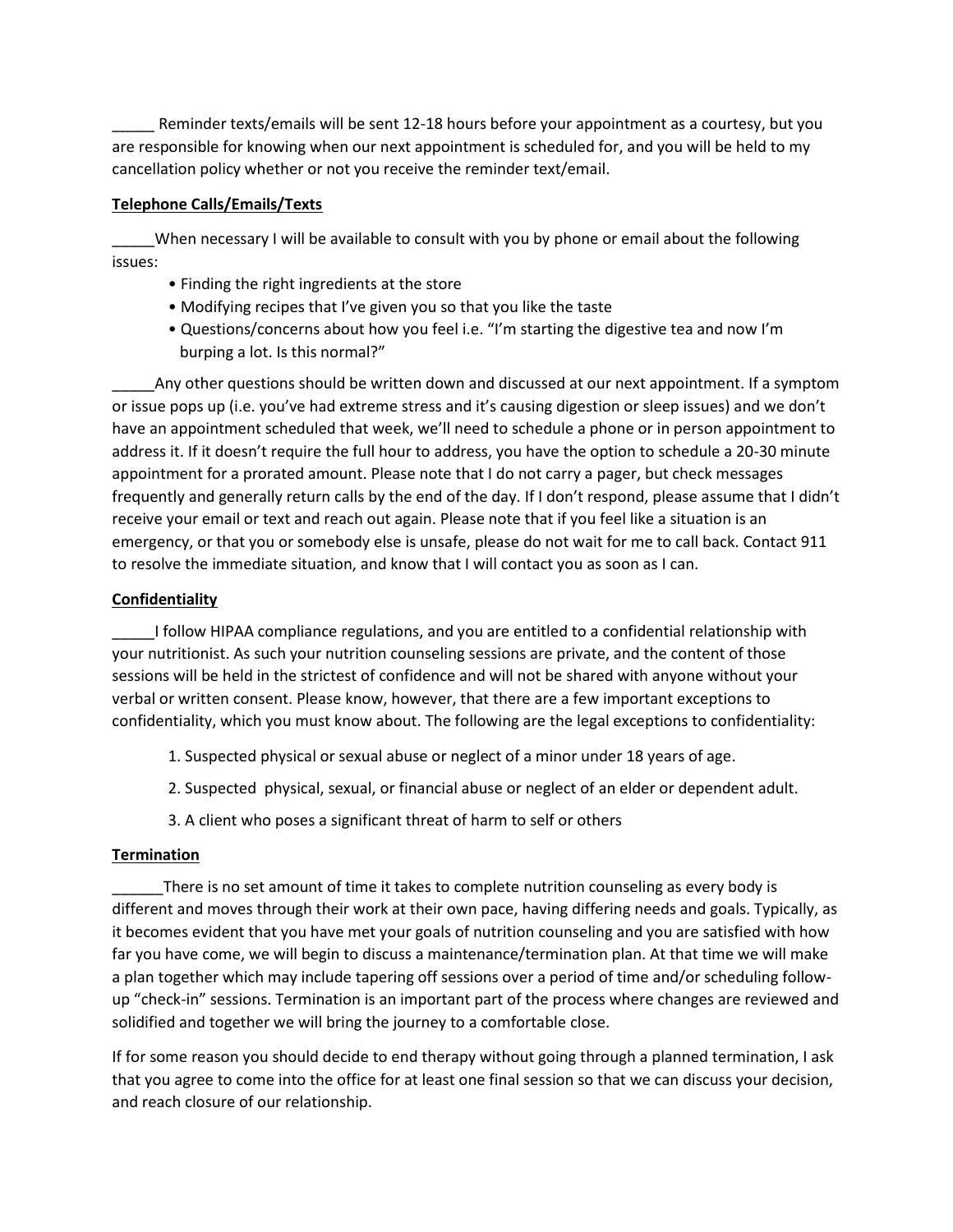_____ Reminder texts/emails will be sent 12-18 hours before your appointment as a courtesy, but you are responsible for knowing when our next appointment is scheduled for, and you will be held to my cancellation policy whether or not you receive the reminder text/email.

**Telephone Calls/Emails/Texts**

_____When necessary I will be available to consult with you by phone or email about the following issues:

- Finding the right ingredients at the store
- Modifying recipes that I've given you so that you like the taste
- Questions/concerns about how you feel i.e. "I'm starting the digestive tea and now I'm burping a lot. Is this normal?"

_____Any other questions should be written down and discussed at our next appointment. If a symptom or issue pops up (i.e. you've had extreme stress and it's causing digestion or sleep issues) and we don't have an appointment scheduled that week, we'll need to schedule a phone or in person appointment to address it. If it doesn't require the full hour to address, you have the option to schedule a 20-30 minute appointment for a prorated amount. Please note that I do not carry a pager, but check messages frequently and generally return calls by the end of the day. If I don't respond, please assume that I didn't receive your email or text and reach out again. Please note that if you feel like a situation is an emergency, or that you or somebody else is unsafe, please do not wait for me to call back. Contact 911 to resolve the immediate situation, and know that I will contact you as soon as I can.

**Confidentiality**

_____I follow HIPAA compliance regulations, and you are entitled to a confidential relationship with your nutritionist. As such your nutrition counseling sessions are private, and the content of those sessions will be held in the strictest of confidence and will not be shared with anyone without your verbal or written consent. Please know, however, that there are a few important exceptions to confidentiality, which you must know about. The following are the legal exceptions to confidentiality:

1. Suspected physical or sexual abuse or neglect of a minor under 18 years of age.
2. Suspected physical, sexual, or financial abuse or neglect of an elder or dependent adult.
3. A client who poses a significant threat of harm to self or others

**Termination**

______There is no set amount of time it takes to complete nutrition counseling as every body is different and moves through their work at their own pace, having differing needs and goals. Typically, as it becomes evident that you have met your goals of nutrition counseling and you are satisfied with how far you have come, we will begin to discuss a maintenance/termination plan. At that time we will make a plan together which may include tapering off sessions over a period of time and/or scheduling follow-up "check-in" sessions. Termination is an important part of the process where changes are reviewed and solidified and together we will bring the journey to a comfortable close.

If for some reason you should decide to end therapy without going through a planned termination, I ask that you agree to come into the office for at least one final session so that we can discuss your decision, and reach closure of our relationship.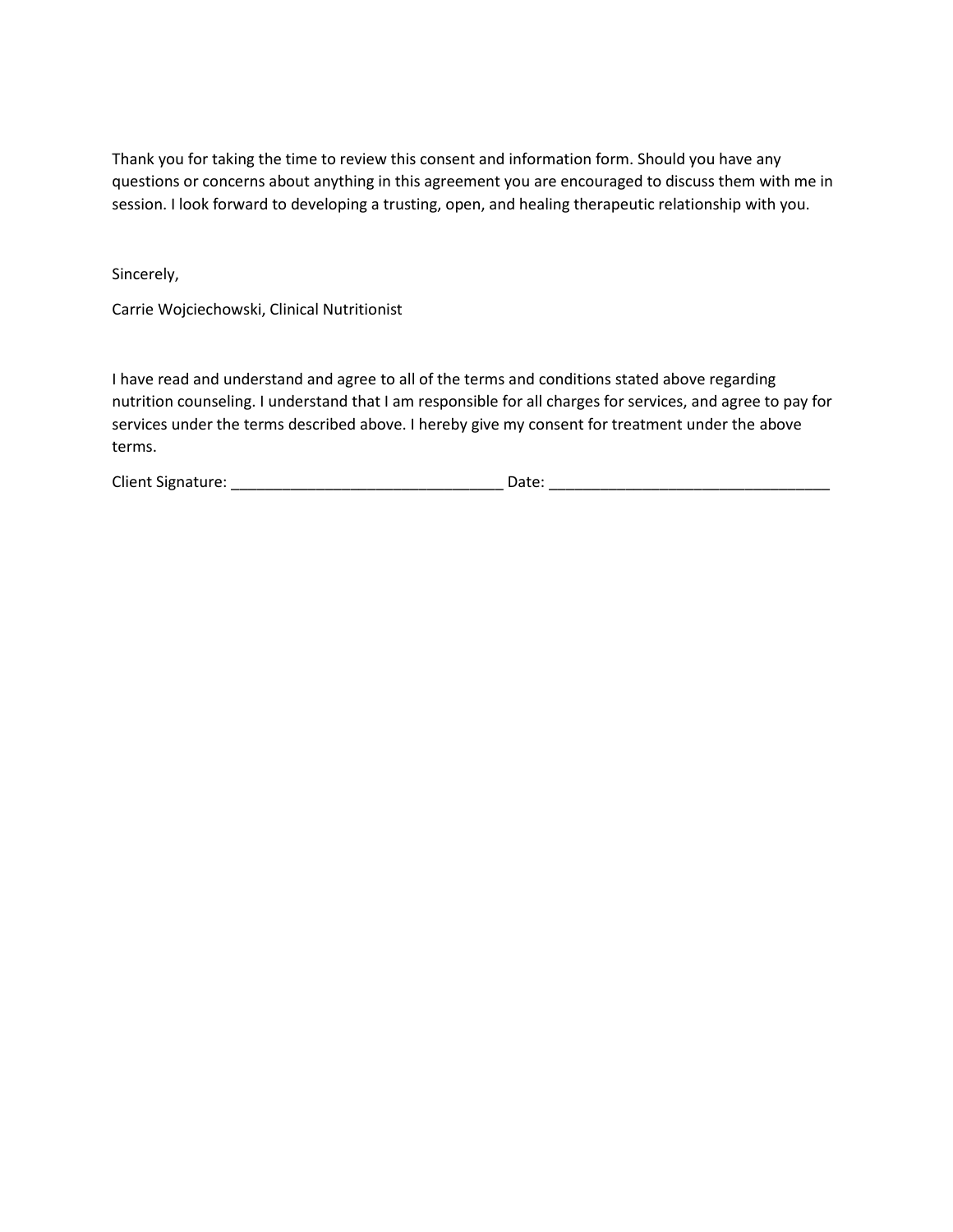Thank you for taking the time to review this consent and information form. Should you have any questions or concerns about anything in this agreement you are encouraged to discuss them with me in session. I look forward to developing a trusting, open, and healing therapeutic relationship with you.

Sincerely,

Carrie Wojciechowski, Clinical Nutritionist

I have read and understand and agree to all of the terms and conditions stated above regarding nutrition counseling. I understand that I am responsible for all charges for services, and agree to pay for services under the terms described above. I hereby give my consent for treatment under the above terms.

Client Signature: ________________________________ Date: _________________________________